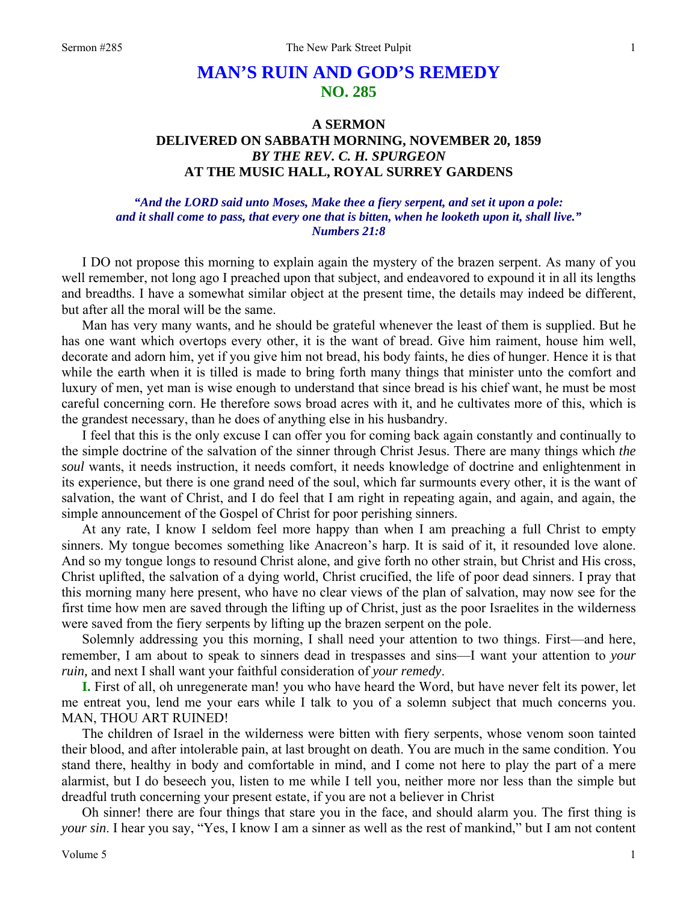# MAN'S RUIN AND GOD'S REMEDY
## NO. 285

### A SERMON
### DELIVERED ON SABBATH MORNING, NOVEMBER 20, 1859
### *BY THE REV. C. H. SPURGEON*
### AT THE MUSIC HALL, ROYAL SURREY GARDENS

*"And the LORD said unto Moses, Make thee a fiery serpent, and set it upon a pole: and it shall come to pass, that every one that is bitten, when he looketh upon it, shall live." Numbers 21:8*

I DO not propose this morning to explain again the mystery of the brazen serpent. As many of you well remember, not long ago I preached upon that subject, and endeavored to expound it in all its lengths and breadths. I have a somewhat similar object at the present time, the details may indeed be different, but after all the moral will be the same.

Man has very many wants, and he should be grateful whenever the least of them is supplied. But he has one want which overtops every other, it is the want of bread. Give him raiment, house him well, decorate and adorn him, yet if you give him not bread, his body faints, he dies of hunger. Hence it is that while the earth when it is tilled is made to bring forth many things that minister unto the comfort and luxury of men, yet man is wise enough to understand that since bread is his chief want, he must be most careful concerning corn. He therefore sows broad acres with it, and he cultivates more of this, which is the grandest necessary, than he does of anything else in his husbandry.

I feel that this is the only excuse I can offer you for coming back again constantly and continually to the simple doctrine of the salvation of the sinner through Christ Jesus. There are many things which *the soul* wants, it needs instruction, it needs comfort, it needs knowledge of doctrine and enlightenment in its experience, but there is one grand need of the soul, which far surmounts every other, it is the want of salvation, the want of Christ, and I do feel that I am right in repeating again, and again, and again, the simple announcement of the Gospel of Christ for poor perishing sinners.

At any rate, I know I seldom feel more happy than when I am preaching a full Christ to empty sinners. My tongue becomes something like Anacreon's harp. It is said of it, it resounded love alone. And so my tongue longs to resound Christ alone, and give forth no other strain, but Christ and His cross, Christ uplifted, the salvation of a dying world, Christ crucified, the life of poor dead sinners. I pray that this morning many here present, who have no clear views of the plan of salvation, may now see for the first time how men are saved through the lifting up of Christ, just as the poor Israelites in the wilderness were saved from the fiery serpents by lifting up the brazen serpent on the pole.

Solemnly addressing you this morning, I shall need your attention to two things. First—and here, remember, I am about to speak to sinners dead in trespasses and sins—I want your attention to *your ruin,* and next I shall want your faithful consideration of *your remedy*.

**I.** First of all, oh unregenerate man! you who have heard the Word, but have never felt its power, let me entreat you, lend me your ears while I talk to you of a solemn subject that much concerns you. MAN, THOU ART RUINED!

The children of Israel in the wilderness were bitten with fiery serpents, whose venom soon tainted their blood, and after intolerable pain, at last brought on death. You are much in the same condition. You stand there, healthy in body and comfortable in mind, and I come not here to play the part of a mere alarmist, but I do beseech you, listen to me while I tell you, neither more nor less than the simple but dreadful truth concerning your present estate, if you are not a believer in Christ

Oh sinner! there are four things that stare you in the face, and should alarm you. The first thing is *your sin*. I hear you say, "Yes, I know I am a sinner as well as the rest of mankind," but I am not content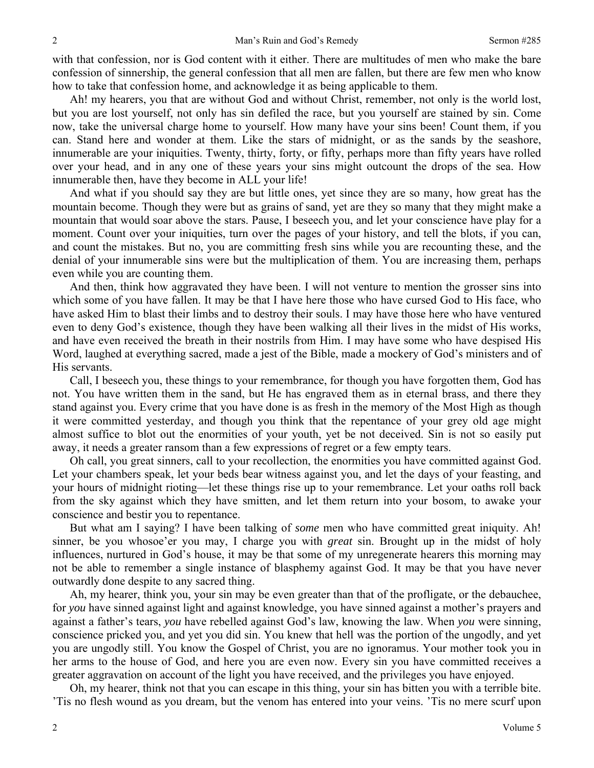with that confession, nor is God content with it either. There are multitudes of men who make the bare confession of sinnership, the general confession that all men are fallen, but there are few men who know how to take that confession home, and acknowledge it as being applicable to them.

Ah! my hearers, you that are without God and without Christ, remember, not only is the world lost, but you are lost yourself, not only has sin defiled the race, but you yourself are stained by sin. Come now, take the universal charge home to yourself. How many have your sins been! Count them, if you can. Stand here and wonder at them. Like the stars of midnight, or as the sands by the seashore, innumerable are your iniquities. Twenty, thirty, forty, or fifty, perhaps more than fifty years have rolled over your head, and in any one of these years your sins might outcount the drops of the sea. How innumerable then, have they become in ALL your life!

And what if you should say they are but little ones, yet since they are so many, how great has the mountain become. Though they were but as grains of sand, yet are they so many that they might make a mountain that would soar above the stars. Pause, I beseech you, and let your conscience have play for a moment. Count over your iniquities, turn over the pages of your history, and tell the blots, if you can, and count the mistakes. But no, you are committing fresh sins while you are recounting these, and the denial of your innumerable sins were but the multiplication of them. You are increasing them, perhaps even while you are counting them.

And then, think how aggravated they have been. I will not venture to mention the grosser sins into which some of you have fallen. It may be that I have here those who have cursed God to His face, who have asked Him to blast their limbs and to destroy their souls. I may have those here who have ventured even to deny God's existence, though they have been walking all their lives in the midst of His works, and have even received the breath in their nostrils from Him. I may have some who have despised His Word, laughed at everything sacred, made a jest of the Bible, made a mockery of God's ministers and of His servants.

Call, I beseech you, these things to your remembrance, for though you have forgotten them, God has not. You have written them in the sand, but He has engraved them as in eternal brass, and there they stand against you. Every crime that you have done is as fresh in the memory of the Most High as though it were committed yesterday, and though you think that the repentance of your grey old age might almost suffice to blot out the enormities of your youth, yet be not deceived. Sin is not so easily put away, it needs a greater ransom than a few expressions of regret or a few empty tears.

Oh call, you great sinners, call to your recollection, the enormities you have committed against God. Let your chambers speak, let your beds bear witness against you, and let the days of your feasting, and your hours of midnight rioting—let these things rise up to your remembrance. Let your oaths roll back from the sky against which they have smitten, and let them return into your bosom, to awake your conscience and bestir you to repentance.

But what am I saying? I have been talking of *some* men who have committed great iniquity. Ah! sinner, be you whosoe'er you may, I charge you with *great* sin. Brought up in the midst of holy influences, nurtured in God's house, it may be that some of my unregenerate hearers this morning may not be able to remember a single instance of blasphemy against God. It may be that you have never outwardly done despite to any sacred thing.

Ah, my hearer, think you, your sin may be even greater than that of the profligate, or the debauchee, for *you* have sinned against light and against knowledge, you have sinned against a mother's prayers and against a father's tears, *you* have rebelled against God's law, knowing the law. When *you* were sinning, conscience pricked you, and yet you did sin. You knew that hell was the portion of the ungodly, and yet you are ungodly still. You know the Gospel of Christ, you are no ignoramus. Your mother took you in her arms to the house of God, and here you are even now. Every sin you have committed receives a greater aggravation on account of the light you have received, and the privileges you have enjoyed.

Oh, my hearer, think not that you can escape in this thing, your sin has bitten you with a terrible bite. 'Tis no flesh wound as you dream, but the venom has entered into your veins. 'Tis no mere scurf upon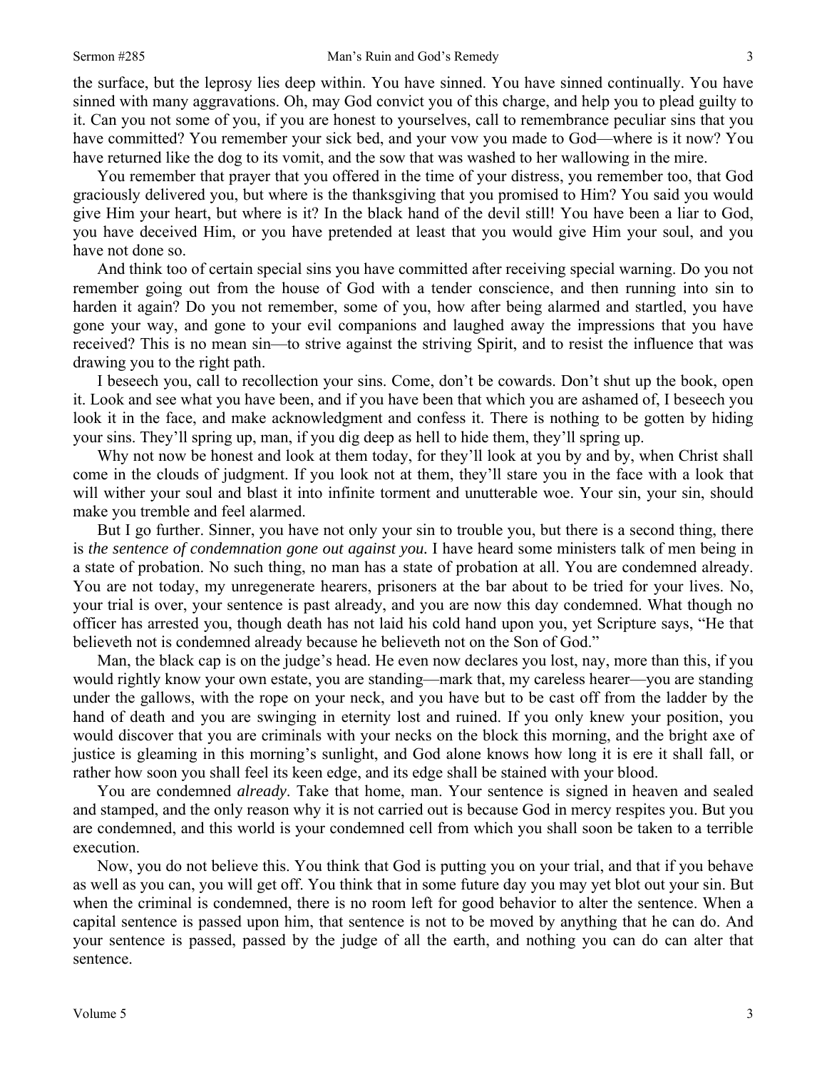the surface, but the leprosy lies deep within. You have sinned. You have sinned continually. You have sinned with many aggravations. Oh, may God convict you of this charge, and help you to plead guilty to it. Can you not some of you, if you are honest to yourselves, call to remembrance peculiar sins that you have committed? You remember your sick bed, and your vow you made to God—where is it now? You have returned like the dog to its vomit, and the sow that was washed to her wallowing in the mire.

You remember that prayer that you offered in the time of your distress, you remember too, that God graciously delivered you, but where is the thanksgiving that you promised to Him? You said you would give Him your heart, but where is it? In the black hand of the devil still! You have been a liar to God, you have deceived Him, or you have pretended at least that you would give Him your soul, and you have not done so.

And think too of certain special sins you have committed after receiving special warning. Do you not remember going out from the house of God with a tender conscience, and then running into sin to harden it again? Do you not remember, some of you, how after being alarmed and startled, you have gone your way, and gone to your evil companions and laughed away the impressions that you have received? This is no mean sin—to strive against the striving Spirit, and to resist the influence that was drawing you to the right path.

I beseech you, call to recollection your sins. Come, don't be cowards. Don't shut up the book, open it. Look and see what you have been, and if you have been that which you are ashamed of, I beseech you look it in the face, and make acknowledgment and confess it. There is nothing to be gotten by hiding your sins. They'll spring up, man, if you dig deep as hell to hide them, they'll spring up.

Why not now be honest and look at them today, for they'll look at you by and by, when Christ shall come in the clouds of judgment. If you look not at them, they'll stare you in the face with a look that will wither your soul and blast it into infinite torment and unutterable woe. Your sin, your sin, should make you tremble and feel alarmed.

But I go further. Sinner, you have not only your sin to trouble you, but there is a second thing, there is *the sentence of condemnation gone out against you.* I have heard some ministers talk of men being in a state of probation. No such thing, no man has a state of probation at all. You are condemned already. You are not today, my unregenerate hearers, prisoners at the bar about to be tried for your lives. No, your trial is over, your sentence is past already, and you are now this day condemned. What though no officer has arrested you, though death has not laid his cold hand upon you, yet Scripture says, "He that believeth not is condemned already because he believeth not on the Son of God."

Man, the black cap is on the judge's head. He even now declares you lost, nay, more than this, if you would rightly know your own estate, you are standing—mark that, my careless hearer—you are standing under the gallows, with the rope on your neck, and you have but to be cast off from the ladder by the hand of death and you are swinging in eternity lost and ruined. If you only knew your position, you would discover that you are criminals with your necks on the block this morning, and the bright axe of justice is gleaming in this morning's sunlight, and God alone knows how long it is ere it shall fall, or rather how soon you shall feel its keen edge, and its edge shall be stained with your blood.

You are condemned *already*. Take that home, man. Your sentence is signed in heaven and sealed and stamped, and the only reason why it is not carried out is because God in mercy respites you. But you are condemned, and this world is your condemned cell from which you shall soon be taken to a terrible execution.

Now, you do not believe this. You think that God is putting you on your trial, and that if you behave as well as you can, you will get off. You think that in some future day you may yet blot out your sin. But when the criminal is condemned, there is no room left for good behavior to alter the sentence. When a capital sentence is passed upon him, that sentence is not to be moved by anything that he can do. And your sentence is passed, passed by the judge of all the earth, and nothing you can do can alter that sentence.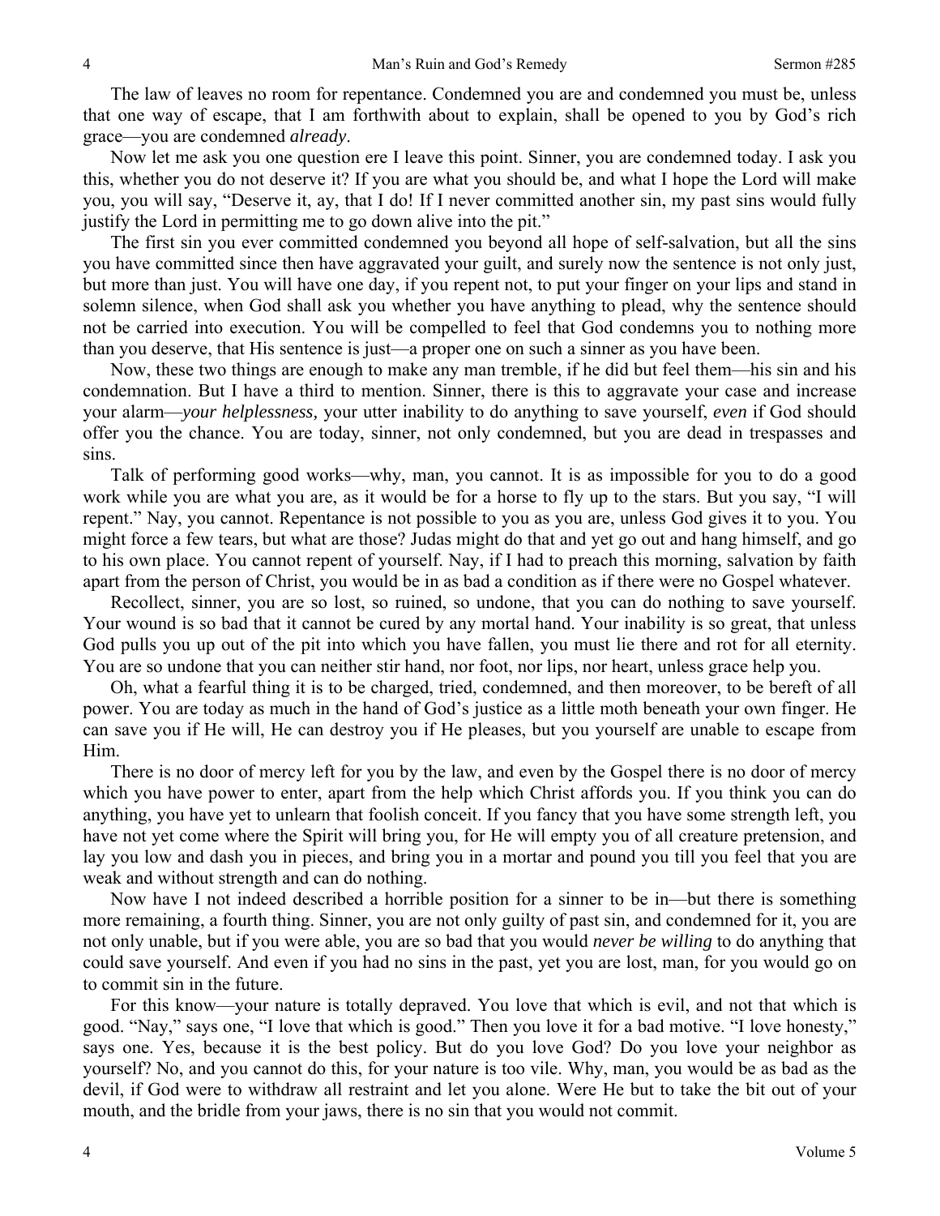The law of leaves no room for repentance. Condemned you are and condemned you must be, unless that one way of escape, that I am forthwith about to explain, shall be opened to you by God's rich grace—you are condemned *already*.

Now let me ask you one question ere I leave this point. Sinner, you are condemned today. I ask you this, whether you do not deserve it? If you are what you should be, and what I hope the Lord will make you, you will say, "Deserve it, ay, that I do! If I never committed another sin, my past sins would fully justify the Lord in permitting me to go down alive into the pit."

The first sin you ever committed condemned you beyond all hope of self-salvation, but all the sins you have committed since then have aggravated your guilt, and surely now the sentence is not only just, but more than just. You will have one day, if you repent not, to put your finger on your lips and stand in solemn silence, when God shall ask you whether you have anything to plead, why the sentence should not be carried into execution. You will be compelled to feel that God condemns you to nothing more than you deserve, that His sentence is just—a proper one on such a sinner as you have been.

Now, these two things are enough to make any man tremble, if he did but feel them—his sin and his condemnation. But I have a third to mention. Sinner, there is this to aggravate your case and increase your alarm—*your helplessness,* your utter inability to do anything to save yourself, *even* if God should offer you the chance. You are today, sinner, not only condemned, but you are dead in trespasses and sins.

Talk of performing good works—why, man, you cannot. It is as impossible for you to do a good work while you are what you are, as it would be for a horse to fly up to the stars. But you say, "I will repent." Nay, you cannot. Repentance is not possible to you as you are, unless God gives it to you. You might force a few tears, but what are those? Judas might do that and yet go out and hang himself, and go to his own place. You cannot repent of yourself. Nay, if I had to preach this morning, salvation by faith apart from the person of Christ, you would be in as bad a condition as if there were no Gospel whatever.

Recollect, sinner, you are so lost, so ruined, so undone, that you can do nothing to save yourself. Your wound is so bad that it cannot be cured by any mortal hand. Your inability is so great, that unless God pulls you up out of the pit into which you have fallen, you must lie there and rot for all eternity. You are so undone that you can neither stir hand, nor foot, nor lips, nor heart, unless grace help you.

Oh, what a fearful thing it is to be charged, tried, condemned, and then moreover, to be bereft of all power. You are today as much in the hand of God's justice as a little moth beneath your own finger. He can save you if He will, He can destroy you if He pleases, but you yourself are unable to escape from Him.

There is no door of mercy left for you by the law, and even by the Gospel there is no door of mercy which you have power to enter, apart from the help which Christ affords you. If you think you can do anything, you have yet to unlearn that foolish conceit. If you fancy that you have some strength left, you have not yet come where the Spirit will bring you, for He will empty you of all creature pretension, and lay you low and dash you in pieces, and bring you in a mortar and pound you till you feel that you are weak and without strength and can do nothing.

Now have I not indeed described a horrible position for a sinner to be in—but there is something more remaining, a fourth thing. Sinner, you are not only guilty of past sin, and condemned for it, you are not only unable, but if you were able, you are so bad that you would *never be willing* to do anything that could save yourself. And even if you had no sins in the past, yet you are lost, man, for you would go on to commit sin in the future.

For this know—your nature is totally depraved. You love that which is evil, and not that which is good. "Nay," says one, "I love that which is good." Then you love it for a bad motive. "I love honesty," says one. Yes, because it is the best policy. But do you love God? Do you love your neighbor as yourself? No, and you cannot do this, for your nature is too vile. Why, man, you would be as bad as the devil, if God were to withdraw all restraint and let you alone. Were He but to take the bit out of your mouth, and the bridle from your jaws, there is no sin that you would not commit.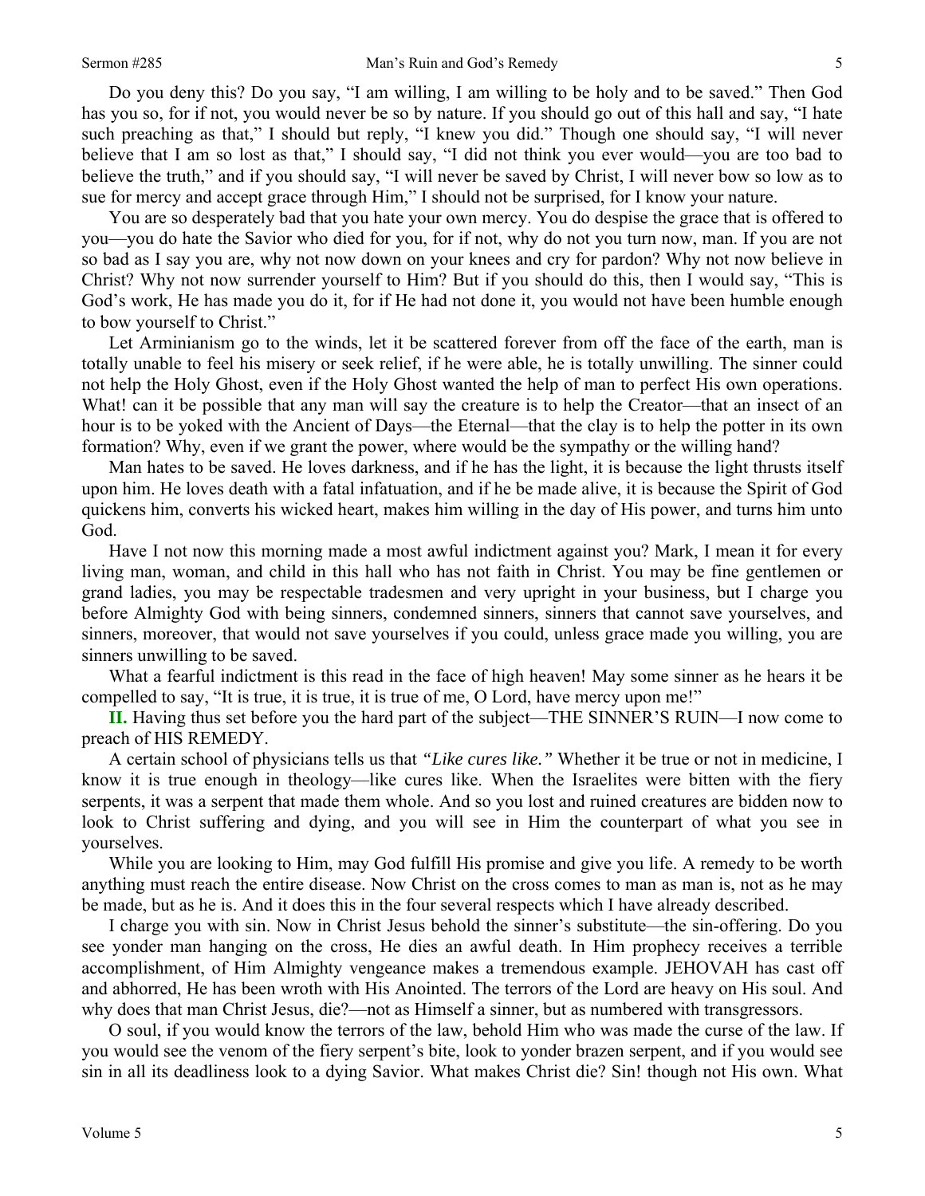Do you deny this? Do you say, "I am willing, I am willing to be holy and to be saved." Then God has you so, for if not, you would never be so by nature. If you should go out of this hall and say, "I hate such preaching as that," I should but reply, "I knew you did." Though one should say, "I will never believe that I am so lost as that," I should say, "I did not think you ever would—you are too bad to believe the truth," and if you should say, "I will never be saved by Christ, I will never bow so low as to sue for mercy and accept grace through Him," I should not be surprised, for I know your nature.

You are so desperately bad that you hate your own mercy. You do despise the grace that is offered to you—you do hate the Savior who died for you, for if not, why do not you turn now, man. If you are not so bad as I say you are, why not now down on your knees and cry for pardon? Why not now believe in Christ? Why not now surrender yourself to Him? But if you should do this, then I would say, "This is God's work, He has made you do it, for if He had not done it, you would not have been humble enough to bow yourself to Christ."

Let Arminianism go to the winds, let it be scattered forever from off the face of the earth, man is totally unable to feel his misery or seek relief, if he were able, he is totally unwilling. The sinner could not help the Holy Ghost, even if the Holy Ghost wanted the help of man to perfect His own operations. What! can it be possible that any man will say the creature is to help the Creator—that an insect of an hour is to be yoked with the Ancient of Days—the Eternal—that the clay is to help the potter in its own formation? Why, even if we grant the power, where would be the sympathy or the willing hand?

Man hates to be saved. He loves darkness, and if he has the light, it is because the light thrusts itself upon him. He loves death with a fatal infatuation, and if he be made alive, it is because the Spirit of God quickens him, converts his wicked heart, makes him willing in the day of His power, and turns him unto God.

Have I not now this morning made a most awful indictment against you? Mark, I mean it for every living man, woman, and child in this hall who has not faith in Christ. You may be fine gentlemen or grand ladies, you may be respectable tradesmen and very upright in your business, but I charge you before Almighty God with being sinners, condemned sinners, sinners that cannot save yourselves, and sinners, moreover, that would not save yourselves if you could, unless grace made you willing, you are sinners unwilling to be saved.

What a fearful indictment is this read in the face of high heaven! May some sinner as he hears it be compelled to say, "It is true, it is true, it is true of me, O Lord, have mercy upon me!"

**II.** Having thus set before you the hard part of the subject—THE SINNER'S RUIN—I now come to preach of HIS REMEDY.

A certain school of physicians tells us that *"Like cures like."* Whether it be true or not in medicine, I know it is true enough in theology—like cures like. When the Israelites were bitten with the fiery serpents, it was a serpent that made them whole. And so you lost and ruined creatures are bidden now to look to Christ suffering and dying, and you will see in Him the counterpart of what you see in yourselves.

While you are looking to Him, may God fulfill His promise and give you life. A remedy to be worth anything must reach the entire disease. Now Christ on the cross comes to man as man is, not as he may be made, but as he is. And it does this in the four several respects which I have already described.

I charge you with sin. Now in Christ Jesus behold the sinner's substitute—the sin-offering. Do you see yonder man hanging on the cross, He dies an awful death. In Him prophecy receives a terrible accomplishment, of Him Almighty vengeance makes a tremendous example. JEHOVAH has cast off and abhorred, He has been wroth with His Anointed. The terrors of the Lord are heavy on His soul. And why does that man Christ Jesus, die?—not as Himself a sinner, but as numbered with transgressors.

O soul, if you would know the terrors of the law, behold Him who was made the curse of the law. If you would see the venom of the fiery serpent's bite, look to yonder brazen serpent, and if you would see sin in all its deadliness look to a dying Savior. What makes Christ die? Sin! though not His own. What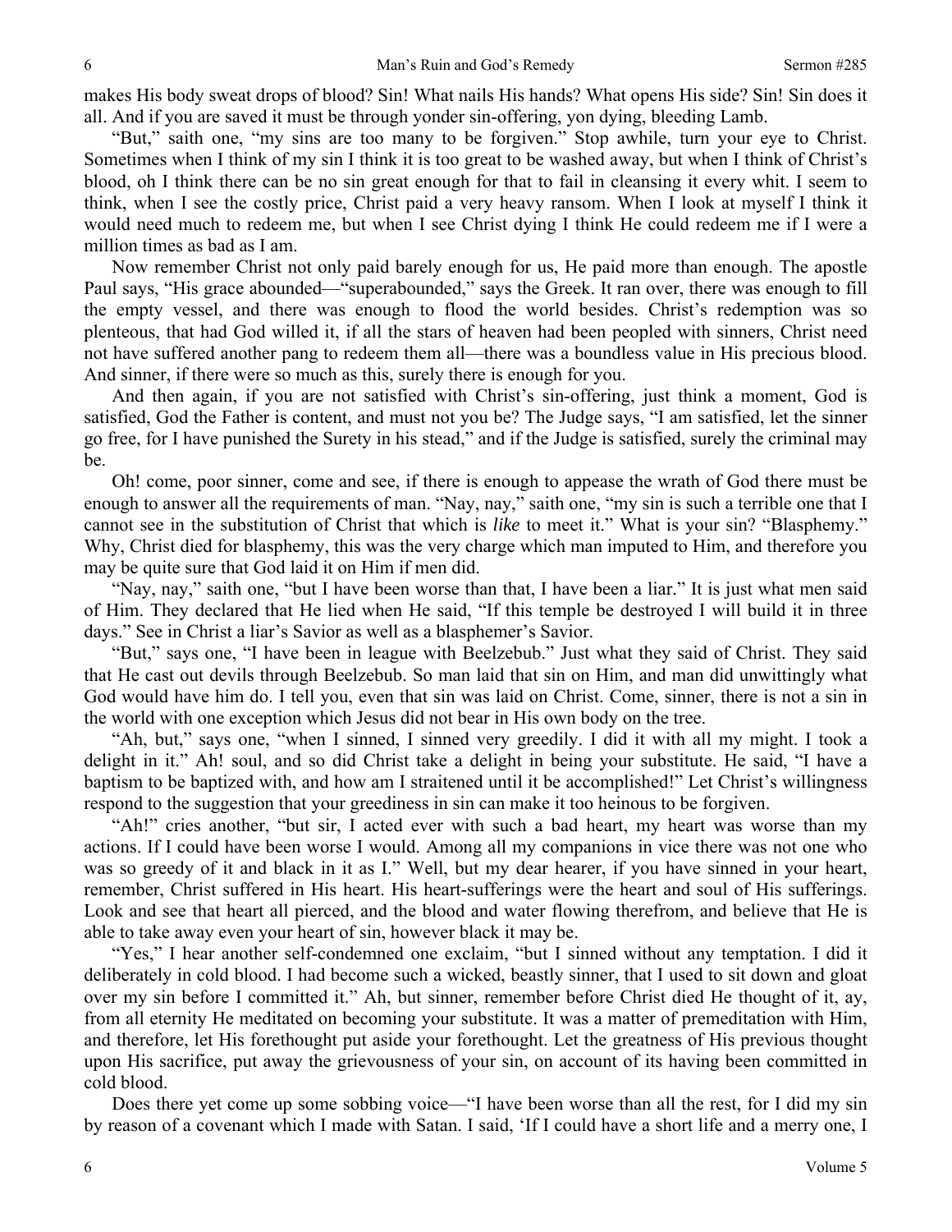makes His body sweat drops of blood? Sin! What nails His hands? What opens His side? Sin! Sin does it all. And if you are saved it must be through yonder sin-offering, yon dying, bleeding Lamb.

"But," saith one, "my sins are too many to be forgiven." Stop awhile, turn your eye to Christ. Sometimes when I think of my sin I think it is too great to be washed away, but when I think of Christ's blood, oh I think there can be no sin great enough for that to fail in cleansing it every whit. I seem to think, when I see the costly price, Christ paid a very heavy ransom. When I look at myself I think it would need much to redeem me, but when I see Christ dying I think He could redeem me if I were a million times as bad as I am.

Now remember Christ not only paid barely enough for us, He paid more than enough. The apostle Paul says, "His grace abounded—"superabounded," says the Greek. It ran over, there was enough to fill the empty vessel, and there was enough to flood the world besides. Christ's redemption was so plenteous, that had God willed it, if all the stars of heaven had been peopled with sinners, Christ need not have suffered another pang to redeem them all—there was a boundless value in His precious blood. And sinner, if there were so much as this, surely there is enough for you.

And then again, if you are not satisfied with Christ's sin-offering, just think a moment, God is satisfied, God the Father is content, and must not you be? The Judge says, "I am satisfied, let the sinner go free, for I have punished the Surety in his stead," and if the Judge is satisfied, surely the criminal may be.

Oh! come, poor sinner, come and see, if there is enough to appease the wrath of God there must be enough to answer all the requirements of man. "Nay, nay," saith one, "my sin is such a terrible one that I cannot see in the substitution of Christ that which is *like* to meet it." What is your sin? "Blasphemy." Why, Christ died for blasphemy, this was the very charge which man imputed to Him, and therefore you may be quite sure that God laid it on Him if men did.

"Nay, nay," saith one, "but I have been worse than that, I have been a liar." It is just what men said of Him. They declared that He lied when He said, "If this temple be destroyed I will build it in three days." See in Christ a liar's Savior as well as a blasphemer's Savior.

"But," says one, "I have been in league with Beelzebub." Just what they said of Christ. They said that He cast out devils through Beelzebub. So man laid that sin on Him, and man did unwittingly what God would have him do. I tell you, even that sin was laid on Christ. Come, sinner, there is not a sin in the world with one exception which Jesus did not bear in His own body on the tree.

"Ah, but," says one, "when I sinned, I sinned very greedily. I did it with all my might. I took a delight in it." Ah! soul, and so did Christ take a delight in being your substitute. He said, "I have a baptism to be baptized with, and how am I straitened until it be accomplished!" Let Christ's willingness respond to the suggestion that your greediness in sin can make it too heinous to be forgiven.

"Ah!" cries another, "but sir, I acted ever with such a bad heart, my heart was worse than my actions. If I could have been worse I would. Among all my companions in vice there was not one who was so greedy of it and black in it as I." Well, but my dear hearer, if you have sinned in your heart, remember, Christ suffered in His heart. His heart-sufferings were the heart and soul of His sufferings. Look and see that heart all pierced, and the blood and water flowing therefrom, and believe that He is able to take away even your heart of sin, however black it may be.

"Yes," I hear another self-condemned one exclaim, "but I sinned without any temptation. I did it deliberately in cold blood. I had become such a wicked, beastly sinner, that I used to sit down and gloat over my sin before I committed it." Ah, but sinner, remember before Christ died He thought of it, ay, from all eternity He meditated on becoming your substitute. It was a matter of premeditation with Him, and therefore, let His forethought put aside your forethought. Let the greatness of His previous thought upon His sacrifice, put away the grievousness of your sin, on account of its having been committed in cold blood.

Does there yet come up some sobbing voice—"I have been worse than all the rest, for I did my sin by reason of a covenant which I made with Satan. I said, 'If I could have a short life and a merry one, I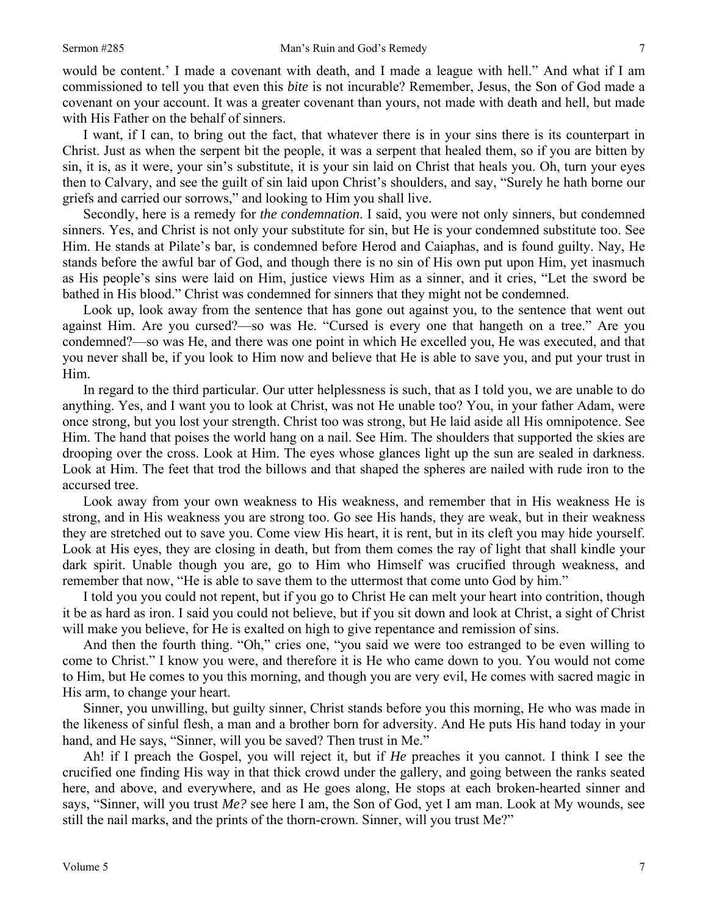would be content.' I made a covenant with death, and I made a league with hell." And what if I am commissioned to tell you that even this *bite* is not incurable? Remember, Jesus, the Son of God made a covenant on your account. It was a greater covenant than yours, not made with death and hell, but made with His Father on the behalf of sinners.

I want, if I can, to bring out the fact, that whatever there is in your sins there is its counterpart in Christ. Just as when the serpent bit the people, it was a serpent that healed them, so if you are bitten by sin, it is, as it were, your sin's substitute, it is your sin laid on Christ that heals you. Oh, turn your eyes then to Calvary, and see the guilt of sin laid upon Christ's shoulders, and say, "Surely he hath borne our griefs and carried our sorrows," and looking to Him you shall live.

Secondly, here is a remedy for *the condemnation*. I said, you were not only sinners, but condemned sinners. Yes, and Christ is not only your substitute for sin, but He is your condemned substitute too. See Him. He stands at Pilate's bar, is condemned before Herod and Caiaphas, and is found guilty. Nay, He stands before the awful bar of God, and though there is no sin of His own put upon Him, yet inasmuch as His people's sins were laid on Him, justice views Him as a sinner, and it cries, "Let the sword be bathed in His blood." Christ was condemned for sinners that they might not be condemned.

Look up, look away from the sentence that has gone out against you, to the sentence that went out against Him. Are you cursed?—so was He. "Cursed is every one that hangeth on a tree." Are you condemned?—so was He, and there was one point in which He excelled you, He was executed, and that you never shall be, if you look to Him now and believe that He is able to save you, and put your trust in Him.

In regard to the third particular. Our utter helplessness is such, that as I told you, we are unable to do anything. Yes, and I want you to look at Christ, was not He unable too? You, in your father Adam, were once strong, but you lost your strength. Christ too was strong, but He laid aside all His omnipotence. See Him. The hand that poises the world hang on a nail. See Him. The shoulders that supported the skies are drooping over the cross. Look at Him. The eyes whose glances light up the sun are sealed in darkness. Look at Him. The feet that trod the billows and that shaped the spheres are nailed with rude iron to the accursed tree.

Look away from your own weakness to His weakness, and remember that in His weakness He is strong, and in His weakness you are strong too. Go see His hands, they are weak, but in their weakness they are stretched out to save you. Come view His heart, it is rent, but in its cleft you may hide yourself. Look at His eyes, they are closing in death, but from them comes the ray of light that shall kindle your dark spirit. Unable though you are, go to Him who Himself was crucified through weakness, and remember that now, "He is able to save them to the uttermost that come unto God by him."

I told you you could not repent, but if you go to Christ He can melt your heart into contrition, though it be as hard as iron. I said you could not believe, but if you sit down and look at Christ, a sight of Christ will make you believe, for He is exalted on high to give repentance and remission of sins.

And then the fourth thing. "Oh," cries one, "you said we were too estranged to be even willing to come to Christ." I know you were, and therefore it is He who came down to you. You would not come to Him, but He comes to you this morning, and though you are very evil, He comes with sacred magic in His arm, to change your heart.

Sinner, you unwilling, but guilty sinner, Christ stands before you this morning, He who was made in the likeness of sinful flesh, a man and a brother born for adversity. And He puts His hand today in your hand, and He says, "Sinner, will you be saved? Then trust in Me."

Ah! if I preach the Gospel, you will reject it, but if *He* preaches it you cannot. I think I see the crucified one finding His way in that thick crowd under the gallery, and going between the ranks seated here, and above, and everywhere, and as He goes along, He stops at each broken-hearted sinner and says, "Sinner, will you trust *Me?* see here I am, the Son of God, yet I am man. Look at My wounds, see still the nail marks, and the prints of the thorn-crown. Sinner, will you trust Me?"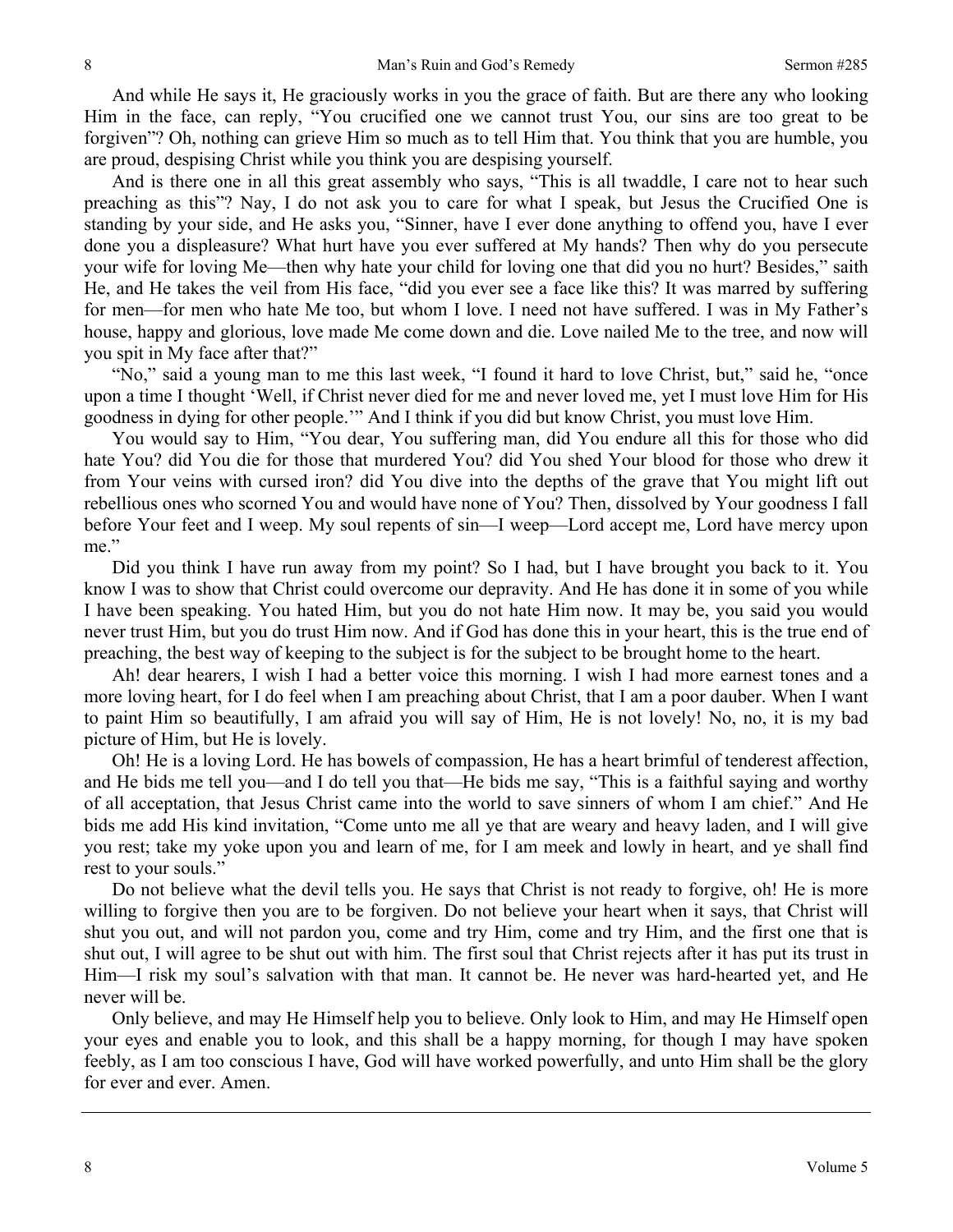And while He says it, He graciously works in you the grace of faith. But are there any who looking Him in the face, can reply, "You crucified one we cannot trust You, our sins are too great to be forgiven"? Oh, nothing can grieve Him so much as to tell Him that. You think that you are humble, you are proud, despising Christ while you think you are despising yourself.

And is there one in all this great assembly who says, "This is all twaddle, I care not to hear such preaching as this"? Nay, I do not ask you to care for what I speak, but Jesus the Crucified One is standing by your side, and He asks you, "Sinner, have I ever done anything to offend you, have I ever done you a displeasure? What hurt have you ever suffered at My hands? Then why do you persecute your wife for loving Me—then why hate your child for loving one that did you no hurt? Besides," saith He, and He takes the veil from His face, "did you ever see a face like this? It was marred by suffering for men—for men who hate Me too, but whom I love. I need not have suffered. I was in My Father's house, happy and glorious, love made Me come down and die. Love nailed Me to the tree, and now will you spit in My face after that?"

"No," said a young man to me this last week, "I found it hard to love Christ, but," said he, "once upon a time I thought 'Well, if Christ never died for me and never loved me, yet I must love Him for His goodness in dying for other people.'" And I think if you did but know Christ, you must love Him.

You would say to Him, "You dear, You suffering man, did You endure all this for those who did hate You? did You die for those that murdered You? did You shed Your blood for those who drew it from Your veins with cursed iron? did You dive into the depths of the grave that You might lift out rebellious ones who scorned You and would have none of You? Then, dissolved by Your goodness I fall before Your feet and I weep. My soul repents of sin—I weep—Lord accept me, Lord have mercy upon me."

Did you think I have run away from my point? So I had, but I have brought you back to it. You know I was to show that Christ could overcome our depravity. And He has done it in some of you while I have been speaking. You hated Him, but you do not hate Him now. It may be, you said you would never trust Him, but you do trust Him now. And if God has done this in your heart, this is the true end of preaching, the best way of keeping to the subject is for the subject to be brought home to the heart.

Ah! dear hearers, I wish I had a better voice this morning. I wish I had more earnest tones and a more loving heart, for I do feel when I am preaching about Christ, that I am a poor dauber. When I want to paint Him so beautifully, I am afraid you will say of Him, He is not lovely! No, no, it is my bad picture of Him, but He is lovely.

Oh! He is a loving Lord. He has bowels of compassion, He has a heart brimful of tenderest affection, and He bids me tell you—and I do tell you that—He bids me say, "This is a faithful saying and worthy of all acceptation, that Jesus Christ came into the world to save sinners of whom I am chief." And He bids me add His kind invitation, "Come unto me all ye that are weary and heavy laden, and I will give you rest; take my yoke upon you and learn of me, for I am meek and lowly in heart, and ye shall find rest to your souls."

Do not believe what the devil tells you. He says that Christ is not ready to forgive, oh! He is more willing to forgive then you are to be forgiven. Do not believe your heart when it says, that Christ will shut you out, and will not pardon you, come and try Him, come and try Him, and the first one that is shut out, I will agree to be shut out with him. The first soul that Christ rejects after it has put its trust in Him—I risk my soul's salvation with that man. It cannot be. He never was hard-hearted yet, and He never will be.

Only believe, and may He Himself help you to believe. Only look to Him, and may He Himself open your eyes and enable you to look, and this shall be a happy morning, for though I may have spoken feebly, as I am too conscious I have, God will have worked powerfully, and unto Him shall be the glory for ever and ever. Amen.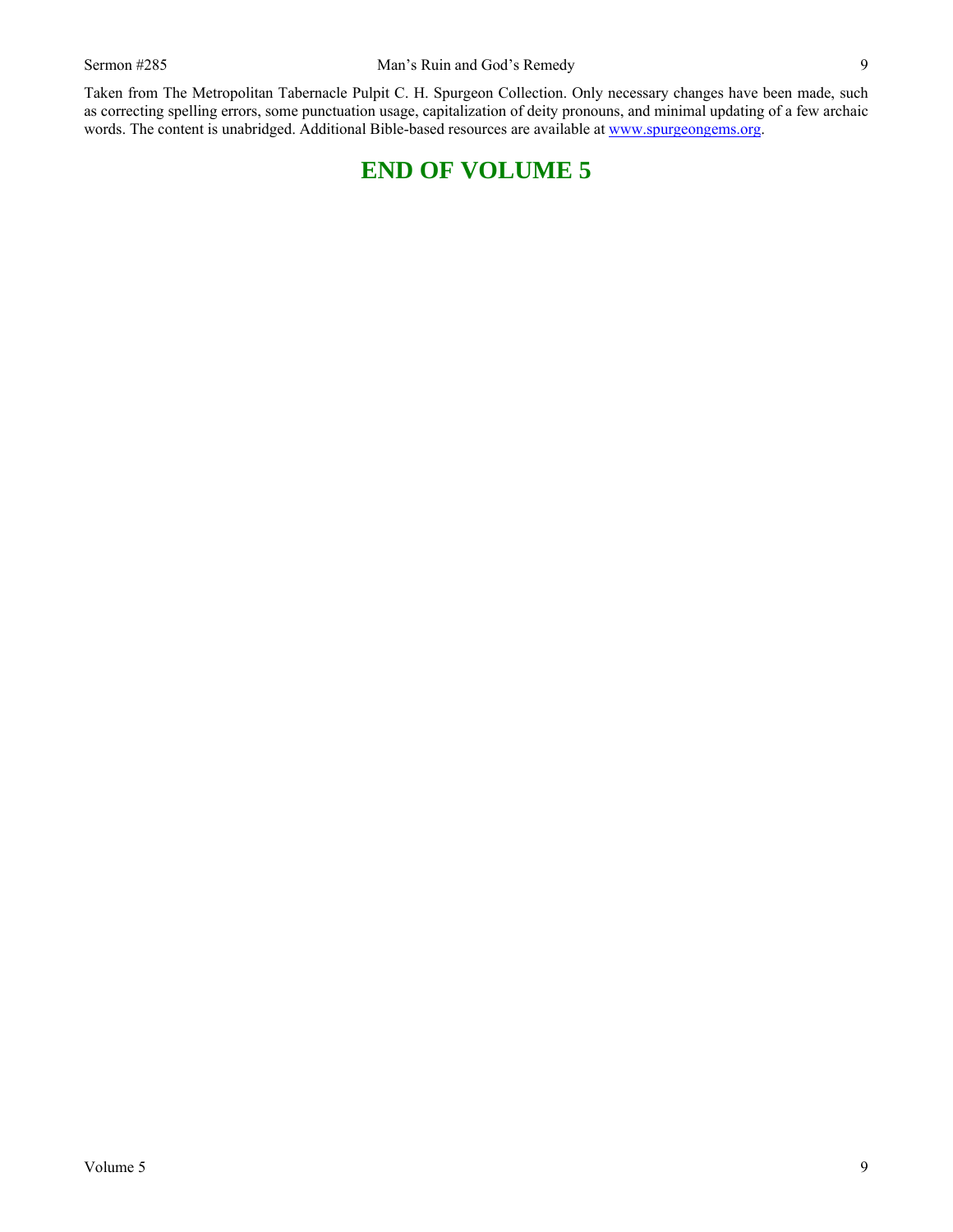Taken from The Metropolitan Tabernacle Pulpit C. H. Spurgeon Collection. Only necessary changes have been made, such as correcting spelling errors, some punctuation usage, capitalization of deity pronouns, and minimal updating of a few archaic words. The content is unabridged. Additional Bible-based resources are available at [www.spurgeongems.org](http://www.spurgeongems.org).

# END OF VOLUME 5